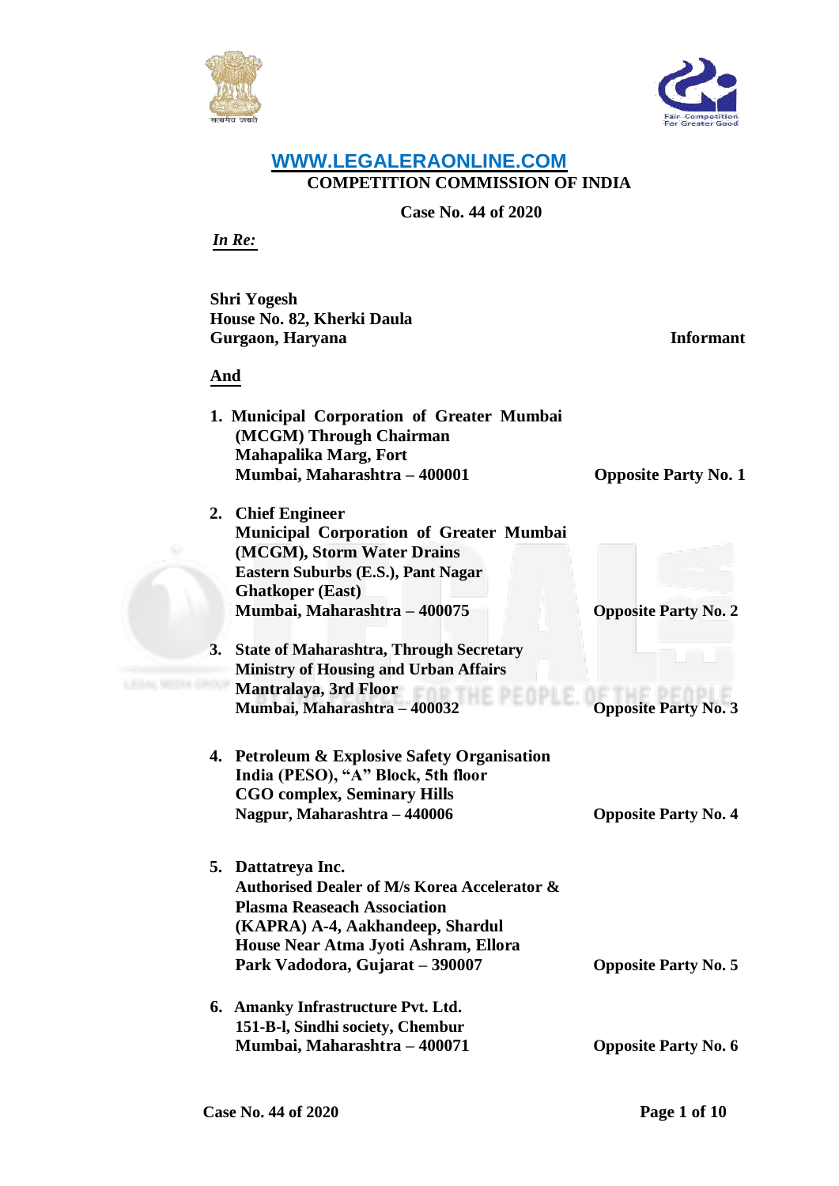WWW.LEGALERAONLINE.COM

**COMPETITION COMMISSION OF INDIA**

**Case No. 44 of 2020**

***In Re:***

**Shri Yogesh**
**House No. 82, Kherki Daula**
**Gurgaon, Haryana** **Informant**

**And**

1. **Municipal Corporation of Greater Mumbai (MCGM) Through Chairman**
   **Mahapalika Marg, Fort**
   **Mumbai, Maharashtra – 400001** **Opposite Party No. 1**

2. **Chief Engineer**
   **Municipal Corporation of Greater Mumbai (MCGM), Storm Water Drains**
   **Eastern Suburbs (E.S.), Pant Nagar**
   **Ghatkoper (East)**
   **Mumbai, Maharashtra – 400075** **Opposite Party No. 2**

3. **State of Maharashtra, Through Secretary**
   **Ministry of Housing and Urban Affairs**
   **Mantralaya, 3rd Floor**
   **Mumbai, Maharashtra – 400032** **Opposite Party No. 3**

4. **Petroleum & Explosive Safety Organisation India (PESO), "A" Block, 5th floor**
   **CGO complex, Seminary Hills**
   **Nagpur, Maharashtra – 440006** **Opposite Party No. 4**

5. **Dattatreya Inc.**
   **Authorised Dealer of M/s Korea Accelerator & Plasma Reaseach Association**
   **(KAPRA) A-4, Aakhandeep, Shardul House Near Atma Jyoti Ashram, Ellora**
   **Park Vadodora, Gujarat – 390007** **Opposite Party No. 5**

6. **Amanky Infrastructure Pvt. Ltd.**
   **151-B-l, Sindhi society, Chembur**
   **Mumbai, Maharashtra – 400071** **Opposite Party No. 6**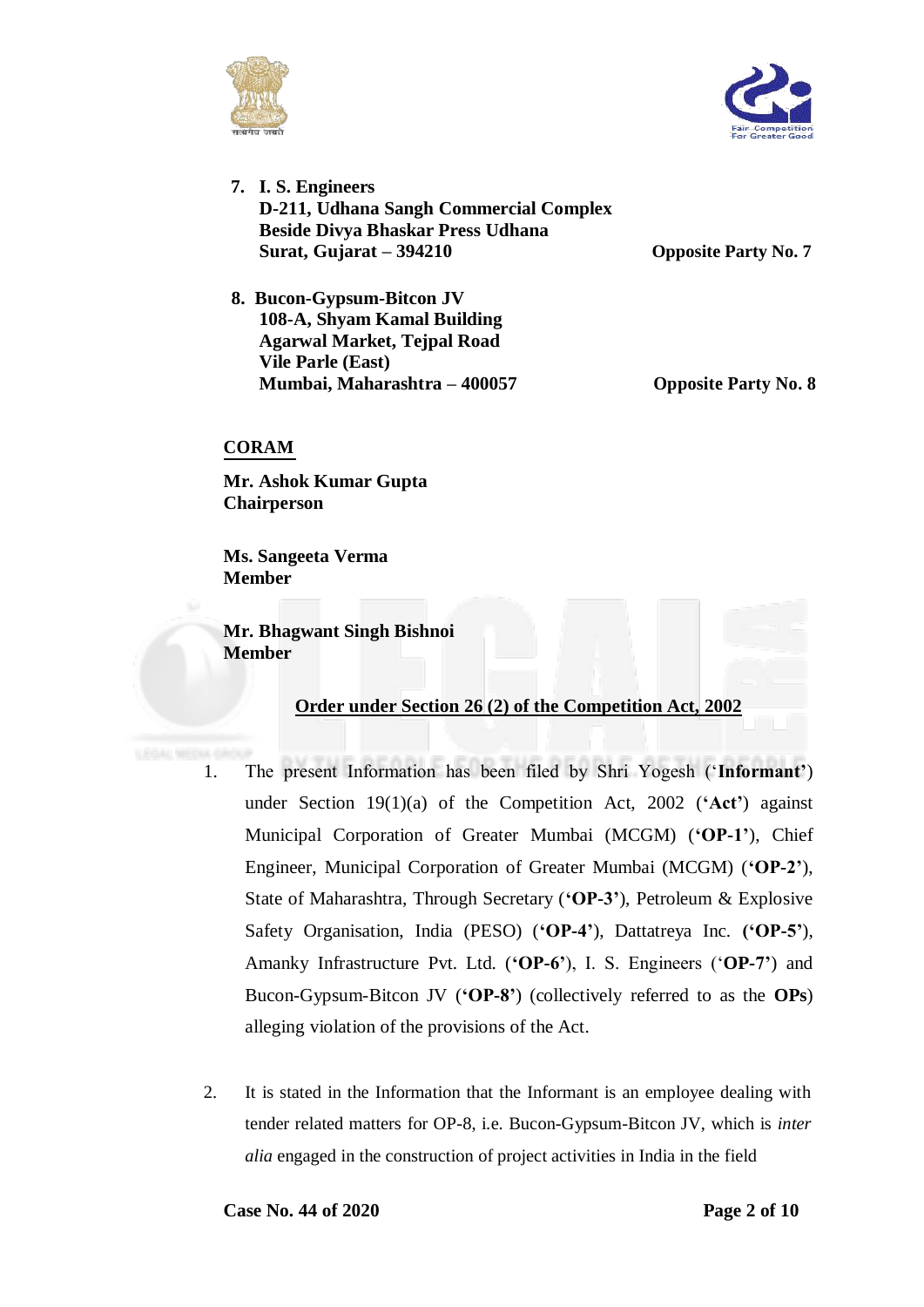7. **I. S. Engineers**
   **D-211, Udhana Sangh Commercial Complex**
   **Beside Divya Bhaskar Press Udhana**
   **Surat, Gujarat – 394210** **Opposite Party No. 7**

8. **Bucon-Gypsum-Bitcon JV**
   **108-A, Shyam Kamal Building**
   **Agarwal Market, Tejpal Road**
   **Vile Parle (East)**
   **Mumbai, Maharashtra – 400057** **Opposite Party No. 8**

**CORAM**

**Mr. Ashok Kumar Gupta**
**Chairperson**

**Ms. Sangeeta Verma**
**Member**

**Mr. Bhagwant Singh Bishnoi**
**Member**

**Order under Section 26 (2) of the Competition Act, 2002**

1. The present Information has been filed by Shri Yogesh ('**Informant**') under Section 19(1)(a) of the Competition Act, 2002 (**'Act'**) against Municipal Corporation of Greater Mumbai (MCGM) (**'OP-1'**), Chief Engineer, Municipal Corporation of Greater Mumbai (MCGM) (**'OP-2'**), State of Maharashtra, Through Secretary (**'OP-3'**), Petroleum & Explosive Safety Organisation, India (PESO) (**'OP-4'**), Dattatreya Inc. (**'OP-5'**), Amanky Infrastructure Pvt. Ltd. (**'OP-6'**), I. S. Engineers ('**OP-7**') and Bucon-Gypsum-Bitcon JV (**'OP-8'**) (collectively referred to as the **OPs**) alleging violation of the provisions of the Act.

2. It is stated in the Information that the Informant is an employee dealing with tender related matters for OP-8, i.e. Bucon-Gypsum-Bitcon JV, which is *inter alia* engaged in the construction of project activities in India in the field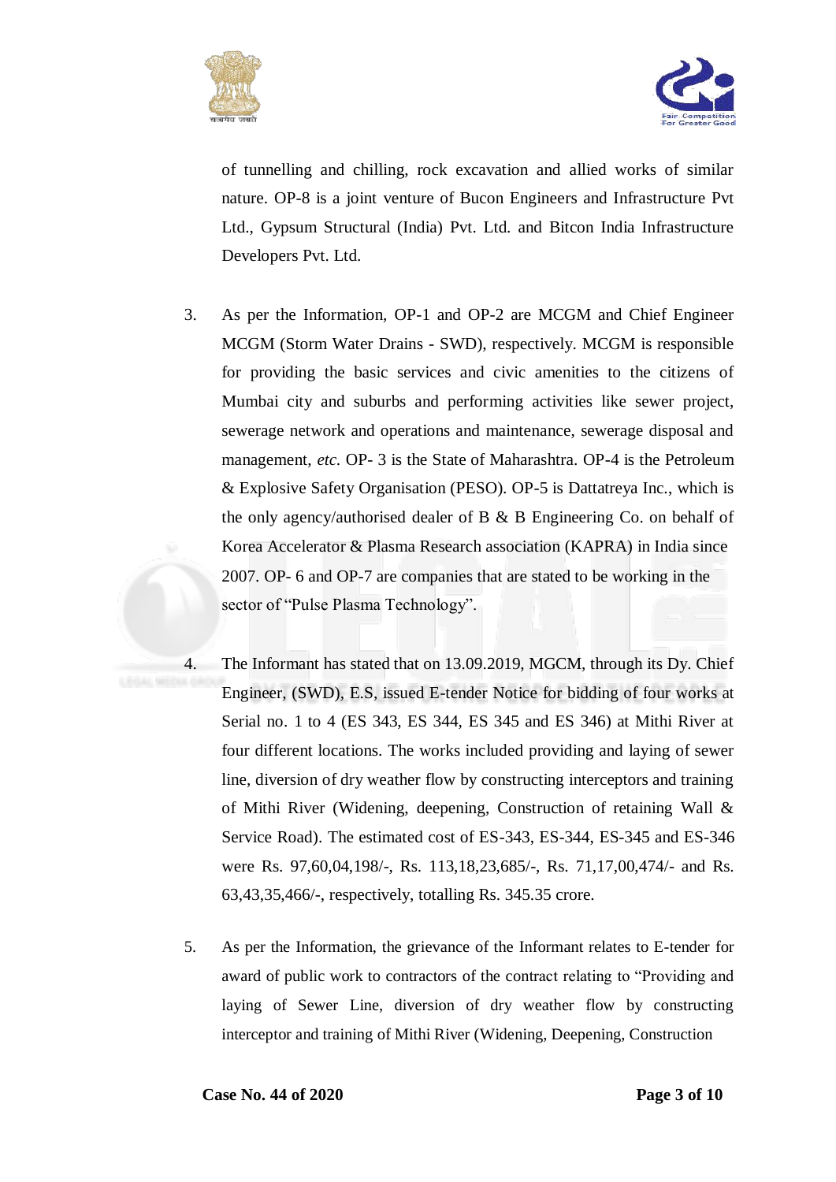of tunnelling and chilling, rock excavation and allied works of similar nature. OP-8 is a joint venture of Bucon Engineers and Infrastructure Pvt Ltd., Gypsum Structural (India) Pvt. Ltd. and Bitcon India Infrastructure Developers Pvt. Ltd.

3. As per the Information, OP-1 and OP-2 are MCGM and Chief Engineer MCGM (Storm Water Drains - SWD), respectively. MCGM is responsible for providing the basic services and civic amenities to the citizens of Mumbai city and suburbs and performing activities like sewer project, sewerage network and operations and maintenance, sewerage disposal and management, *etc.* OP- 3 is the State of Maharashtra. OP-4 is the Petroleum & Explosive Safety Organisation (PESO). OP-5 is Dattatreya Inc., which is the only agency/authorised dealer of B & B Engineering Co. on behalf of Korea Accelerator & Plasma Research association (KAPRA) in India since 2007. OP- 6 and OP-7 are companies that are stated to be working in the sector of "Pulse Plasma Technology".

4. The Informant has stated that on 13.09.2019, MGCM, through its Dy. Chief Engineer, (SWD), E.S, issued E-tender Notice for bidding of four works at Serial no. 1 to 4 (ES 343, ES 344, ES 345 and ES 346) at Mithi River at four different locations. The works included providing and laying of sewer line, diversion of dry weather flow by constructing interceptors and training of Mithi River (Widening, deepening, Construction of retaining Wall & Service Road). The estimated cost of ES-343, ES-344, ES-345 and ES-346 were Rs. 97,60,04,198/-, Rs. 113,18,23,685/-, Rs. 71,17,00,474/- and Rs. 63,43,35,466/-, respectively, totalling Rs. 345.35 crore.

5. As per the Information, the grievance of the Informant relates to E-tender for award of public work to contractors of the contract relating to "Providing and laying of Sewer Line, diversion of dry weather flow by constructing interceptor and training of Mithi River (Widening, Deepening, Construction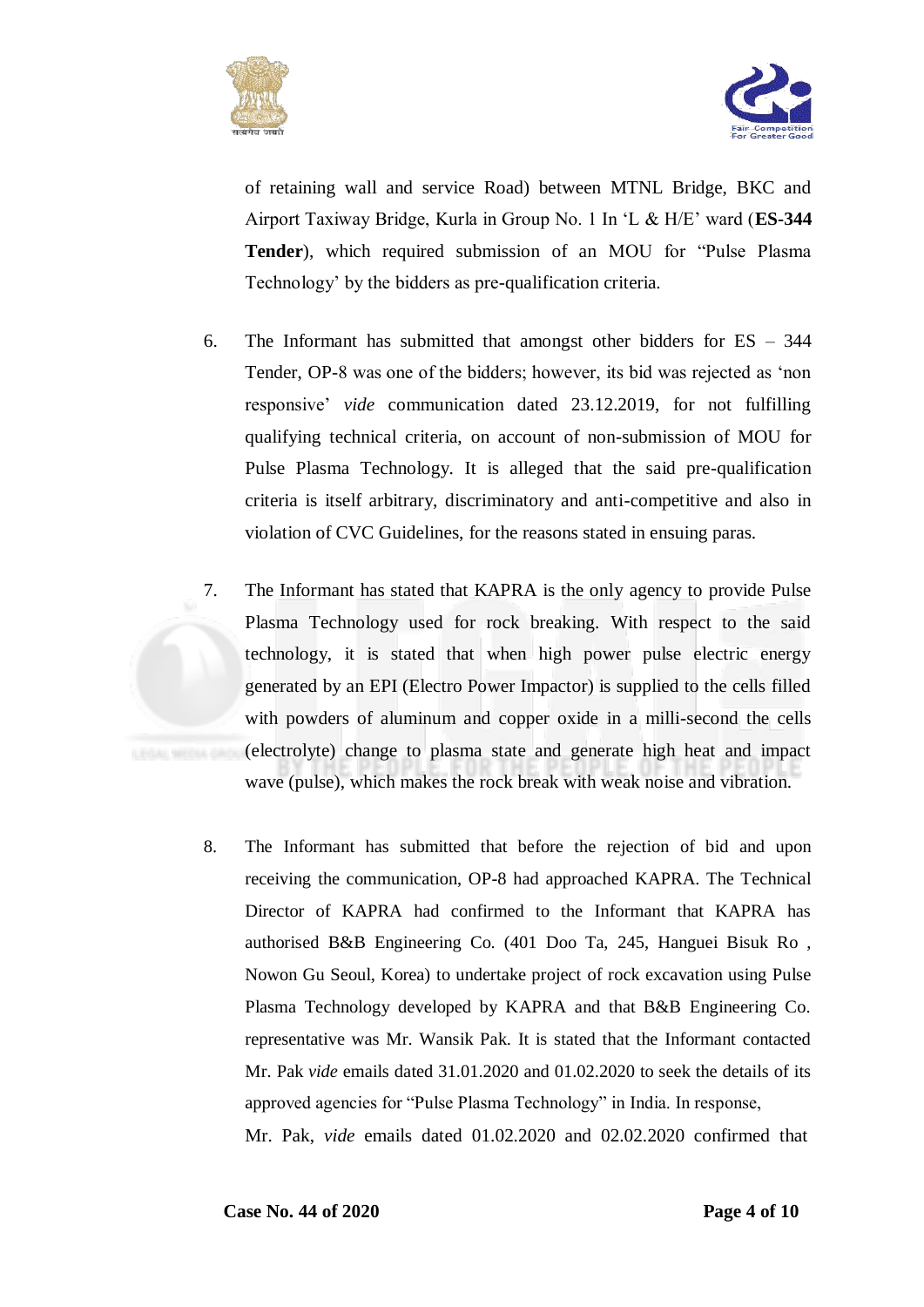of retaining wall and service Road) between MTNL Bridge, BKC and Airport Taxiway Bridge, Kurla in Group No. 1 In 'L & H/E' ward (**ES-344 Tender**), which required submission of an MOU for "Pulse Plasma Technology' by the bidders as pre-qualification criteria.

6. The Informant has submitted that amongst other bidders for ES – 344 Tender, OP-8 was one of the bidders; however, its bid was rejected as 'non responsive' *vide* communication dated 23.12.2019, for not fulfilling qualifying technical criteria, on account of non-submission of MOU for Pulse Plasma Technology. It is alleged that the said pre-qualification criteria is itself arbitrary, discriminatory and anti-competitive and also in violation of CVC Guidelines, for the reasons stated in ensuing paras.

7. The Informant has stated that KAPRA is the only agency to provide Pulse Plasma Technology used for rock breaking. With respect to the said technology, it is stated that when high power pulse electric energy generated by an EPI (Electro Power Impactor) is supplied to the cells filled with powders of aluminum and copper oxide in a milli-second the cells (electrolyte) change to plasma state and generate high heat and impact wave (pulse), which makes the rock break with weak noise and vibration.

8. The Informant has submitted that before the rejection of bid and upon receiving the communication, OP-8 had approached KAPRA. The Technical Director of KAPRA had confirmed to the Informant that KAPRA has authorised B&B Engineering Co. (401 Doo Ta, 245, Hanguei Bisuk Ro , Nowon Gu Seoul, Korea) to undertake project of rock excavation using Pulse Plasma Technology developed by KAPRA and that B&B Engineering Co. representative was Mr. Wansik Pak. It is stated that the Informant contacted Mr. Pak *vide* emails dated 31.01.2020 and 01.02.2020 to seek the details of its approved agencies for "Pulse Plasma Technology" in India. In response, Mr. Pak, *vide* emails dated 01.02.2020 and 02.02.2020 confirmed that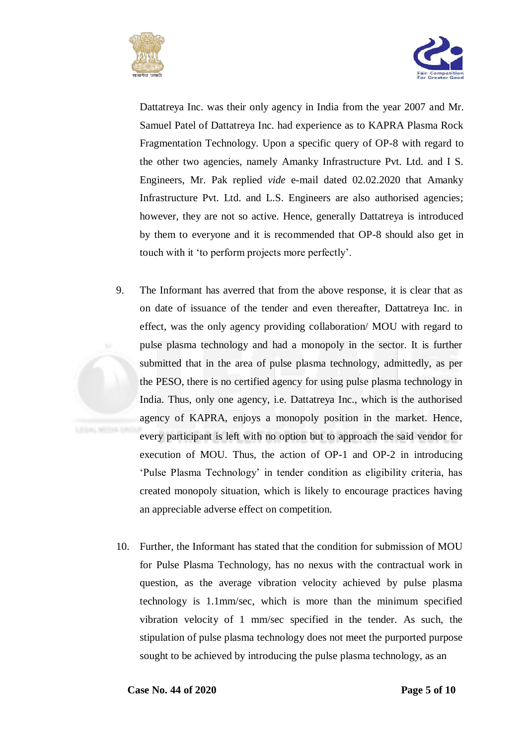Dattatreya Inc. was their only agency in India from the year 2007 and Mr. Samuel Patel of Dattatreya Inc. had experience as to KAPRA Plasma Rock Fragmentation Technology. Upon a specific query of OP-8 with regard to the other two agencies, namely Amanky Infrastructure Pvt. Ltd. and I S. Engineers, Mr. Pak replied *vide* e-mail dated 02.02.2020 that Amanky Infrastructure Pvt. Ltd. and L.S. Engineers are also authorised agencies; however, they are not so active. Hence, generally Dattatreya is introduced by them to everyone and it is recommended that OP-8 should also get in touch with it 'to perform projects more perfectly'.

9. The Informant has averred that from the above response, it is clear that as on date of issuance of the tender and even thereafter, Dattatreya Inc. in effect, was the only agency providing collaboration/ MOU with regard to pulse plasma technology and had a monopoly in the sector. It is further submitted that in the area of pulse plasma technology, admittedly, as per the PESO, there is no certified agency for using pulse plasma technology in India. Thus, only one agency, i.e. Dattatreya Inc., which is the authorised agency of KAPRA, enjoys a monopoly position in the market. Hence, every participant is left with no option but to approach the said vendor for execution of MOU. Thus, the action of OP-1 and OP-2 in introducing 'Pulse Plasma Technology' in tender condition as eligibility criteria, has created monopoly situation, which is likely to encourage practices having an appreciable adverse effect on competition.

10. Further, the Informant has stated that the condition for submission of MOU for Pulse Plasma Technology, has no nexus with the contractual work in question, as the average vibration velocity achieved by pulse plasma technology is 1.1mm/sec, which is more than the minimum specified vibration velocity of 1 mm/sec specified in the tender. As such, the stipulation of pulse plasma technology does not meet the purported purpose sought to be achieved by introducing the pulse plasma technology, as an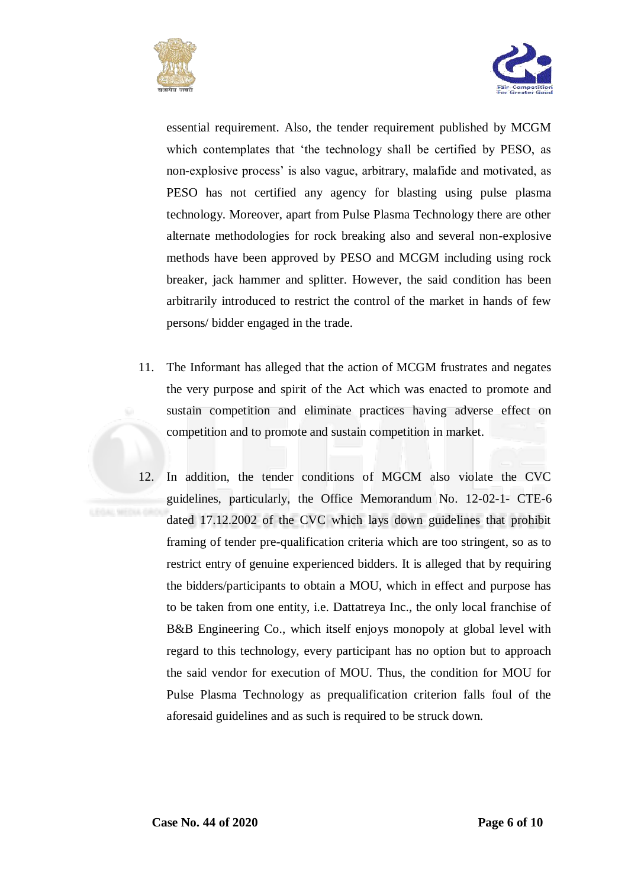essential requirement. Also, the tender requirement published by MCGM which contemplates that 'the technology shall be certified by PESO, as non-explosive process' is also vague, arbitrary, malafide and motivated, as PESO has not certified any agency for blasting using pulse plasma technology. Moreover, apart from Pulse Plasma Technology there are other alternate methodologies for rock breaking also and several non-explosive methods have been approved by PESO and MCGM including using rock breaker, jack hammer and splitter. However, the said condition has been arbitrarily introduced to restrict the control of the market in hands of few persons/ bidder engaged in the trade.

11. The Informant has alleged that the action of MCGM frustrates and negates the very purpose and spirit of the Act which was enacted to promote and sustain competition and eliminate practices having adverse effect on competition and to promote and sustain competition in market.

12. In addition, the tender conditions of MGCM also violate the CVC guidelines, particularly, the Office Memorandum No. 12-02-1- CTE-6 dated 17.12.2002 of the CVC which lays down guidelines that prohibit framing of tender pre-qualification criteria which are too stringent, so as to restrict entry of genuine experienced bidders. It is alleged that by requiring the bidders/participants to obtain a MOU, which in effect and purpose has to be taken from one entity, i.e. Dattatreya Inc., the only local franchise of B&B Engineering Co., which itself enjoys monopoly at global level with regard to this technology, every participant has no option but to approach the said vendor for execution of MOU. Thus, the condition for MOU for Pulse Plasma Technology as prequalification criterion falls foul of the aforesaid guidelines and as such is required to be struck down.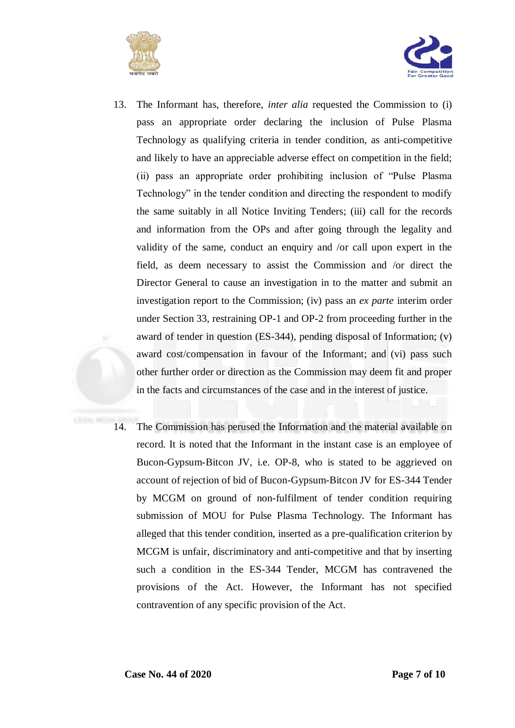13. The Informant has, therefore, *inter alia* requested the Commission to (i) pass an appropriate order declaring the inclusion of Pulse Plasma Technology as qualifying criteria in tender condition, as anti-competitive and likely to have an appreciable adverse effect on competition in the field; (ii) pass an appropriate order prohibiting inclusion of "Pulse Plasma Technology" in the tender condition and directing the respondent to modify the same suitably in all Notice Inviting Tenders; (iii) call for the records and information from the OPs and after going through the legality and validity of the same, conduct an enquiry and /or call upon expert in the field, as deem necessary to assist the Commission and /or direct the Director General to cause an investigation in to the matter and submit an investigation report to the Commission; (iv) pass an *ex parte* interim order under Section 33, restraining OP-1 and OP-2 from proceeding further in the award of tender in question (ES-344), pending disposal of Information; (v) award cost/compensation in favour of the Informant; and (vi) pass such other further order or direction as the Commission may deem fit and proper in the facts and circumstances of the case and in the interest of justice.

14. The Commission has perused the Information and the material available on record. It is noted that the Informant in the instant case is an employee of Bucon-Gypsum-Bitcon JV, i.e. OP-8, who is stated to be aggrieved on account of rejection of bid of Bucon-Gypsum-Bitcon JV for ES-344 Tender by MCGM on ground of non-fulfilment of tender condition requiring submission of MOU for Pulse Plasma Technology. The Informant has alleged that this tender condition, inserted as a pre-qualification criterion by MCGM is unfair, discriminatory and anti-competitive and that by inserting such a condition in the ES-344 Tender, MCGM has contravened the provisions of the Act. However, the Informant has not specified contravention of any specific provision of the Act.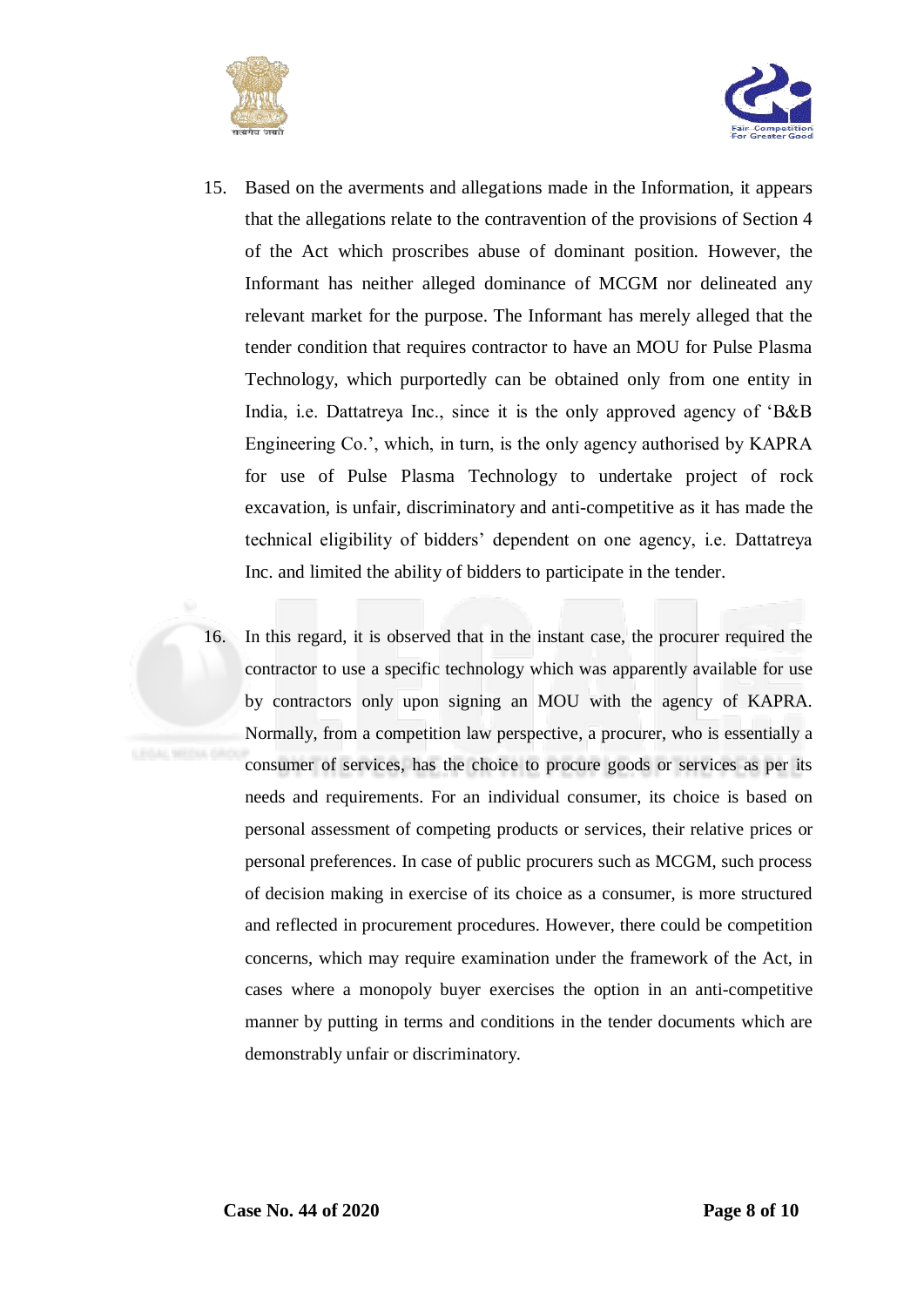15. Based on the averments and allegations made in the Information, it appears that the allegations relate to the contravention of the provisions of Section 4 of the Act which proscribes abuse of dominant position. However, the Informant has neither alleged dominance of MCGM nor delineated any relevant market for the purpose. The Informant has merely alleged that the tender condition that requires contractor to have an MOU for Pulse Plasma Technology, which purportedly can be obtained only from one entity in India, i.e. Dattatreya Inc., since it is the only approved agency of 'B&B Engineering Co.', which, in turn, is the only agency authorised by KAPRA for use of Pulse Plasma Technology to undertake project of rock excavation, is unfair, discriminatory and anti-competitive as it has made the technical eligibility of bidders' dependent on one agency, i.e. Dattatreya Inc. and limited the ability of bidders to participate in the tender.

16. In this regard, it is observed that in the instant case, the procurer required the contractor to use a specific technology which was apparently available for use by contractors only upon signing an MOU with the agency of KAPRA. Normally, from a competition law perspective, a procurer, who is essentially a consumer of services, has the choice to procure goods or services as per its needs and requirements. For an individual consumer, its choice is based on personal assessment of competing products or services, their relative prices or personal preferences. In case of public procurers such as MCGM, such process of decision making in exercise of its choice as a consumer, is more structured and reflected in procurement procedures. However, there could be competition concerns, which may require examination under the framework of the Act, in cases where a monopoly buyer exercises the option in an anti-competitive manner by putting in terms and conditions in the tender documents which are demonstrably unfair or discriminatory.

**Case No. 44 of 2020**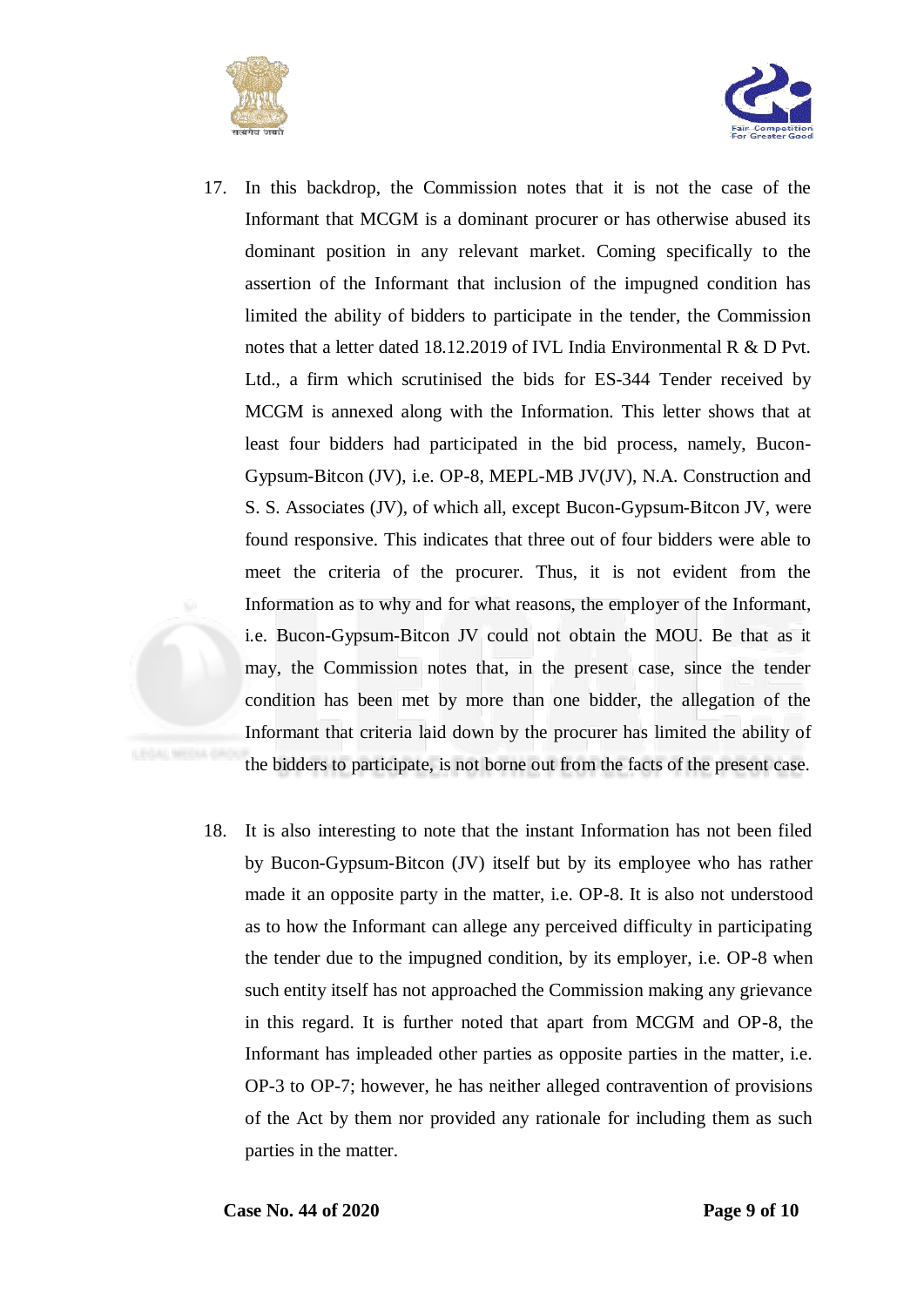17. In this backdrop, the Commission notes that it is not the case of the Informant that MCGM is a dominant procurer or has otherwise abused its dominant position in any relevant market. Coming specifically to the assertion of the Informant that inclusion of the impugned condition has limited the ability of bidders to participate in the tender, the Commission notes that a letter dated 18.12.2019 of IVL India Environmental R & D Pvt. Ltd., a firm which scrutinised the bids for ES-344 Tender received by MCGM is annexed along with the Information. This letter shows that at least four bidders had participated in the bid process, namely, Bucon-Gypsum-Bitcon (JV), i.e. OP-8, MEPL-MB JV(JV), N.A. Construction and S. S. Associates (JV), of which all, except Bucon-Gypsum-Bitcon JV, were found responsive. This indicates that three out of four bidders were able to meet the criteria of the procurer. Thus, it is not evident from the Information as to why and for what reasons, the employer of the Informant, i.e. Bucon-Gypsum-Bitcon JV could not obtain the MOU. Be that as it may, the Commission notes that, in the present case, since the tender condition has been met by more than one bidder, the allegation of the Informant that criteria laid down by the procurer has limited the ability of the bidders to participate, is not borne out from the facts of the present case.

18. It is also interesting to note that the instant Information has not been filed by Bucon-Gypsum-Bitcon (JV) itself but by its employee who has rather made it an opposite party in the matter, i.e. OP-8. It is also not understood as to how the Informant can allege any perceived difficulty in participating the tender due to the impugned condition, by its employer, i.e. OP-8 when such entity itself has not approached the Commission making any grievance in this regard. It is further noted that apart from MCGM and OP-8, the Informant has impleaded other parties as opposite parties in the matter, i.e. OP-3 to OP-7; however, he has neither alleged contravention of provisions of the Act by them nor provided any rationale for including them as such parties in the matter.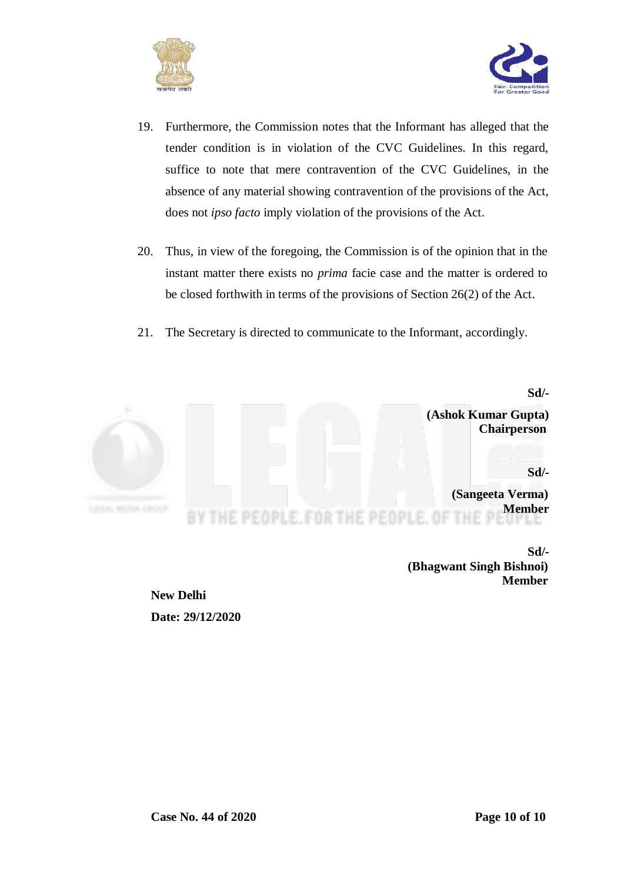19. Furthermore, the Commission notes that the Informant has alleged that the tender condition is in violation of the CVC Guidelines. In this regard, suffice to note that mere contravention of the CVC Guidelines, in the absence of any material showing contravention of the provisions of the Act, does not *ipso facto* imply violation of the provisions of the Act.

20. Thus, in view of the foregoing, the Commission is of the opinion that in the instant matter there exists no *prima* facie case and the matter is ordered to be closed forthwith in terms of the provisions of Section 26(2) of the Act.

21. The Secretary is directed to communicate to the Informant, accordingly.

**Sd/-**
**(Ashok Kumar Gupta)**
**Chairperson**

**Sd/-**
**(Sangeeta Verma)**
**Member**

**Sd/-**
**(Bhagwant Singh Bishnoi)**
**Member**

**New Delhi**
**Date: 29/12/2020**